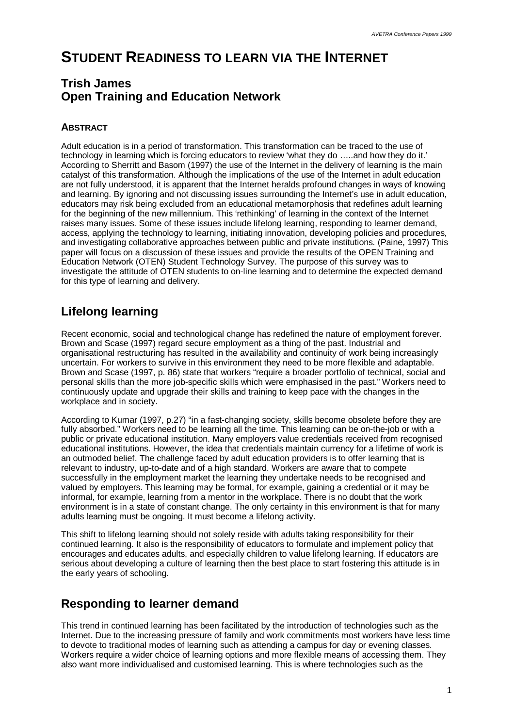# STUDENT READINESS TO LEARN VIA THE INTERNET

## Trish James
## Open Training and Education Network

### ABSTRACT

Adult education is in a period of transformation. This transformation can be traced to the use of technology in learning which is forcing educators to review 'what they do …..and how they do it.' According to Sherritt and Basom (1997) the use of the Internet in the delivery of learning is the main catalyst of this transformation. Although the implications of the use of the Internet in adult education are not fully understood, it is apparent that the Internet heralds profound changes in ways of knowing and learning. By ignoring and not discussing issues surrounding the Internet's use in adult education, educators may risk being excluded from an educational metamorphosis that redefines adult learning for the beginning of the new millennium. This 'rethinking' of learning in the context of the Internet raises many issues. Some of these issues include lifelong learning, responding to learner demand, access, applying the technology to learning, initiating innovation, developing policies and procedures, and investigating collaborative approaches between public and private institutions. (Paine, 1997) This paper will focus on a discussion of these issues and provide the results of the OPEN Training and Education Network (OTEN) Student Technology Survey. The purpose of this survey was to investigate the attitude of OTEN students to on-line learning and to determine the expected demand for this type of learning and delivery.

## Lifelong learning

Recent economic, social and technological change has redefined the nature of employment forever. Brown and Scase (1997) regard secure employment as a thing of the past. Industrial and organisational restructuring has resulted in the availability and continuity of work being increasingly uncertain. For workers to survive in this environment they need to be more flexible and adaptable. Brown and Scase (1997, p. 86) state that workers "require a broader portfolio of technical, social and personal skills than the more job-specific skills which were emphasised in the past." Workers need to continuously update and upgrade their skills and training to keep pace with the changes in the workplace and in society.

According to Kumar (1997, p.27) "in a fast-changing society, skills become obsolete before they are fully absorbed." Workers need to be learning all the time. This learning can be on-the-job or with a public or private educational institution. Many employers value credentials received from recognised educational institutions. However, the idea that credentials maintain currency for a lifetime of work is an outmoded belief. The challenge faced by adult education providers is to offer learning that is relevant to industry, up-to-date and of a high standard. Workers are aware that to compete successfully in the employment market the learning they undertake needs to be recognised and valued by employers. This learning may be formal, for example, gaining a credential or it may be informal, for example, learning from a mentor in the workplace. There is no doubt that the work environment is in a state of constant change. The only certainty in this environment is that for many adults learning must be ongoing. It must become a lifelong activity.

This shift to lifelong learning should not solely reside with adults taking responsibility for their continued learning. It also is the responsibility of educators to formulate and implement policy that encourages and educates adults, and especially children to value lifelong learning. If educators are serious about developing a culture of learning then the best place to start fostering this attitude is in the early years of schooling.

## Responding to learner demand

This trend in continued learning has been facilitated by the introduction of technologies such as the Internet. Due to the increasing pressure of family and work commitments most workers have less time to devote to traditional modes of learning such as attending a campus for day or evening classes. Workers require a wider choice of learning options and more flexible means of accessing them. They also want more individualised and customised learning. This is where technologies such as the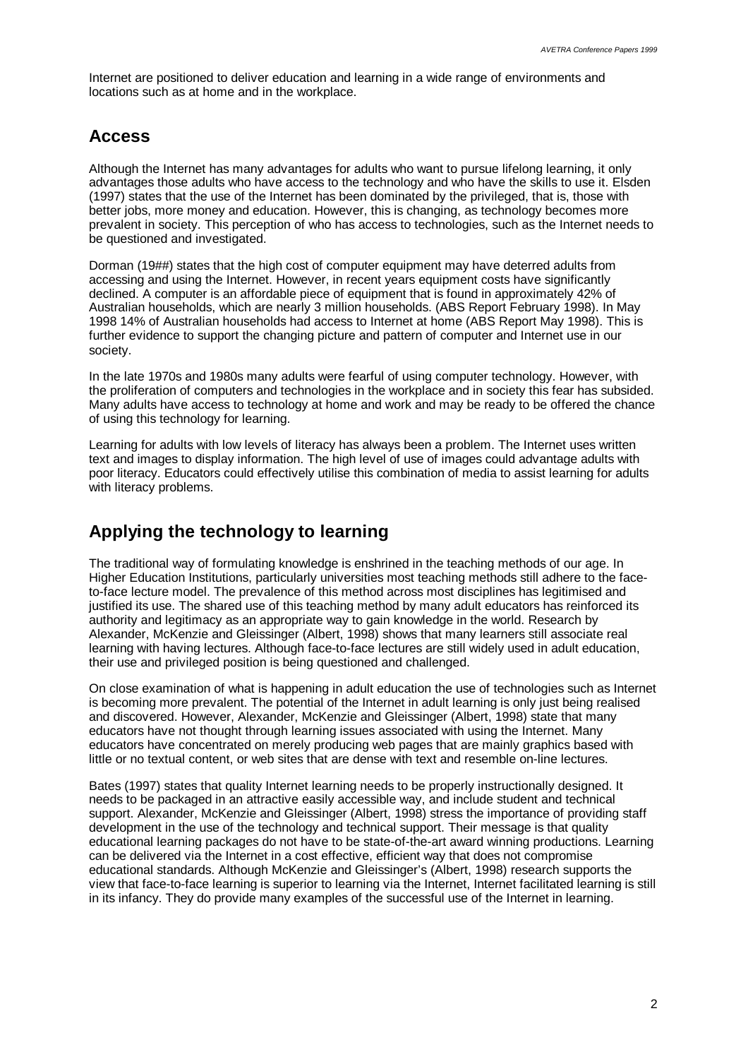Internet are positioned to deliver education and learning in a wide range of environments and locations such as at home and in the workplace.

## Access

Although the Internet has many advantages for adults who want to pursue lifelong learning, it only advantages those adults who have access to the technology and who have the skills to use it. Elsden (1997) states that the use of the Internet has been dominated by the privileged, that is, those with better jobs, more money and education. However, this is changing, as technology becomes more prevalent in society. This perception of who has access to technologies, such as the Internet needs to be questioned and investigated.

Dorman (19##) states that the high cost of computer equipment may have deterred adults from accessing and using the Internet. However, in recent years equipment costs have significantly declined. A computer is an affordable piece of equipment that is found in approximately 42% of Australian households, which are nearly 3 million households. (ABS Report February 1998). In May 1998 14% of Australian households had access to Internet at home (ABS Report May 1998). This is further evidence to support the changing picture and pattern of computer and Internet use in our society.

In the late 1970s and 1980s many adults were fearful of using computer technology. However, with the proliferation of computers and technologies in the workplace and in society this fear has subsided. Many adults have access to technology at home and work and may be ready to be offered the chance of using this technology for learning.

Learning for adults with low levels of literacy has always been a problem. The Internet uses written text and images to display information. The high level of use of images could advantage adults with poor literacy. Educators could effectively utilise this combination of media to assist learning for adults with literacy problems.

## Applying the technology to learning

The traditional way of formulating knowledge is enshrined in the teaching methods of our age. In Higher Education Institutions, particularly universities most teaching methods still adhere to the face-to-face lecture model. The prevalence of this method across most disciplines has legitimised and justified its use. The shared use of this teaching method by many adult educators has reinforced its authority and legitimacy as an appropriate way to gain knowledge in the world. Research by Alexander, McKenzie and Gleissinger (Albert, 1998) shows that many learners still associate real learning with having lectures. Although face-to-face lectures are still widely used in adult education, their use and privileged position is being questioned and challenged.

On close examination of what is happening in adult education the use of technologies such as Internet is becoming more prevalent. The potential of the Internet in adult learning is only just being realised and discovered. However, Alexander, McKenzie and Gleissinger (Albert, 1998) state that many educators have not thought through learning issues associated with using the Internet. Many educators have concentrated on merely producing web pages that are mainly graphics based with little or no textual content, or web sites that are dense with text and resemble on-line lectures.

Bates (1997) states that quality Internet learning needs to be properly instructionally designed. It needs to be packaged in an attractive easily accessible way, and include student and technical support. Alexander, McKenzie and Gleissinger (Albert, 1998) stress the importance of providing staff development in the use of the technology and technical support. Their message is that quality educational learning packages do not have to be state-of-the-art award winning productions. Learning can be delivered via the Internet in a cost effective, efficient way that does not compromise educational standards. Although McKenzie and Gleissinger's (Albert, 1998) research supports the view that face-to-face learning is superior to learning via the Internet, Internet facilitated learning is still in its infancy. They do provide many examples of the successful use of the Internet in learning.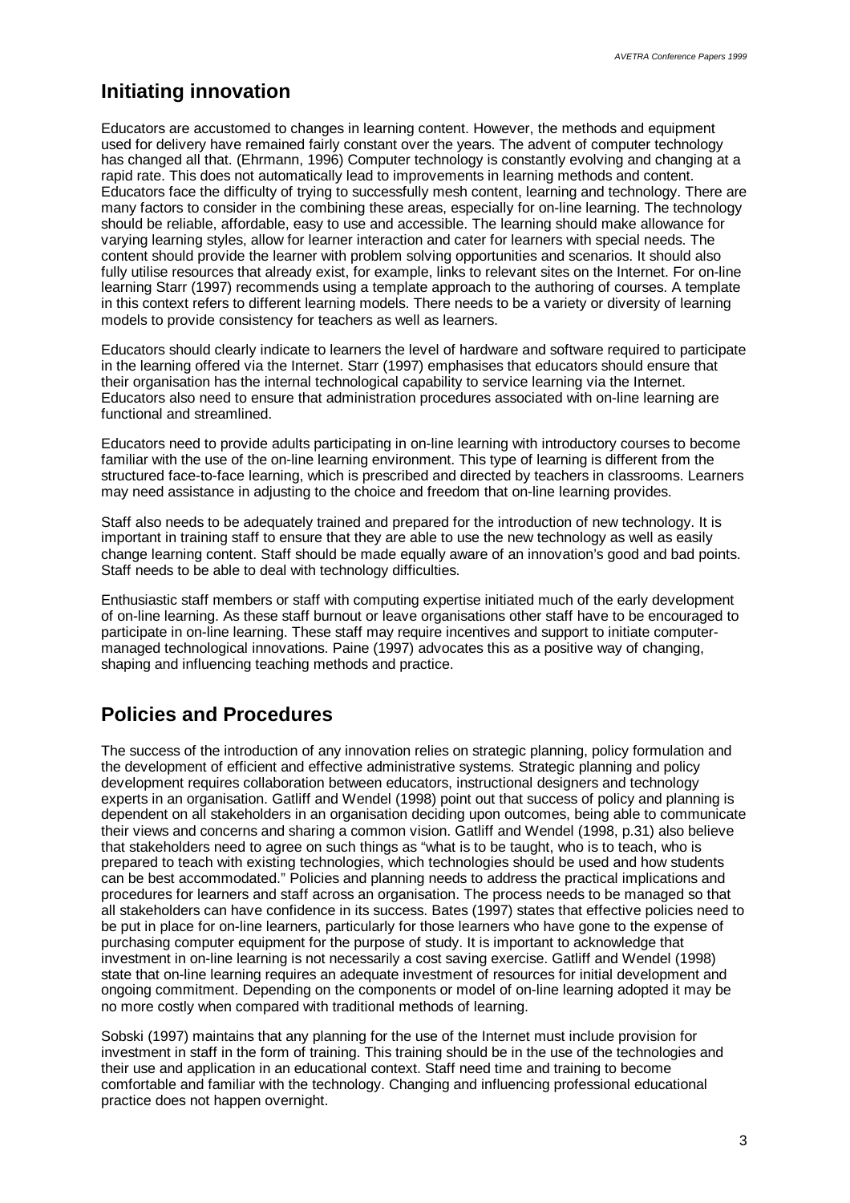## Initiating innovation

Educators are accustomed to changes in learning content. However, the methods and equipment used for delivery have remained fairly constant over the years. The advent of computer technology has changed all that. (Ehrmann, 1996) Computer technology is constantly evolving and changing at a rapid rate. This does not automatically lead to improvements in learning methods and content. Educators face the difficulty of trying to successfully mesh content, learning and technology. There are many factors to consider in the combining these areas, especially for on-line learning. The technology should be reliable, affordable, easy to use and accessible. The learning should make allowance for varying learning styles, allow for learner interaction and cater for learners with special needs. The content should provide the learner with problem solving opportunities and scenarios. It should also fully utilise resources that already exist, for example, links to relevant sites on the Internet. For on-line learning Starr (1997) recommends using a template approach to the authoring of courses. A template in this context refers to different learning models. There needs to be a variety or diversity of learning models to provide consistency for teachers as well as learners.

Educators should clearly indicate to learners the level of hardware and software required to participate in the learning offered via the Internet. Starr (1997) emphasises that educators should ensure that their organisation has the internal technological capability to service learning via the Internet. Educators also need to ensure that administration procedures associated with on-line learning are functional and streamlined.

Educators need to provide adults participating in on-line learning with introductory courses to become familiar with the use of the on-line learning environment. This type of learning is different from the structured face-to-face learning, which is prescribed and directed by teachers in classrooms. Learners may need assistance in adjusting to the choice and freedom that on-line learning provides.

Staff also needs to be adequately trained and prepared for the introduction of new technology. It is important in training staff to ensure that they are able to use the new technology as well as easily change learning content. Staff should be made equally aware of an innovation's good and bad points. Staff needs to be able to deal with technology difficulties.

Enthusiastic staff members or staff with computing expertise initiated much of the early development of on-line learning. As these staff burnout or leave organisations other staff have to be encouraged to participate in on-line learning. These staff may require incentives and support to initiate computer-managed technological innovations. Paine (1997) advocates this as a positive way of changing, shaping and influencing teaching methods and practice.

## Policies and Procedures

The success of the introduction of any innovation relies on strategic planning, policy formulation and the development of efficient and effective administrative systems. Strategic planning and policy development requires collaboration between educators, instructional designers and technology experts in an organisation. Gatliff and Wendel (1998) point out that success of policy and planning is dependent on all stakeholders in an organisation deciding upon outcomes, being able to communicate their views and concerns and sharing a common vision. Gatliff and Wendel (1998, p.31) also believe that stakeholders need to agree on such things as "what is to be taught, who is to teach, who is prepared to teach with existing technologies, which technologies should be used and how students can be best accommodated." Policies and planning needs to address the practical implications and procedures for learners and staff across an organisation. The process needs to be managed so that all stakeholders can have confidence in its success. Bates (1997) states that effective policies need to be put in place for on-line learners, particularly for those learners who have gone to the expense of purchasing computer equipment for the purpose of study. It is important to acknowledge that investment in on-line learning is not necessarily a cost saving exercise. Gatliff and Wendel (1998) state that on-line learning requires an adequate investment of resources for initial development and ongoing commitment. Depending on the components or model of on-line learning adopted it may be no more costly when compared with traditional methods of learning.

Sobski (1997) maintains that any planning for the use of the Internet must include provision for investment in staff in the form of training. This training should be in the use of the technologies and their use and application in an educational context. Staff need time and training to become comfortable and familiar with the technology. Changing and influencing professional educational practice does not happen overnight.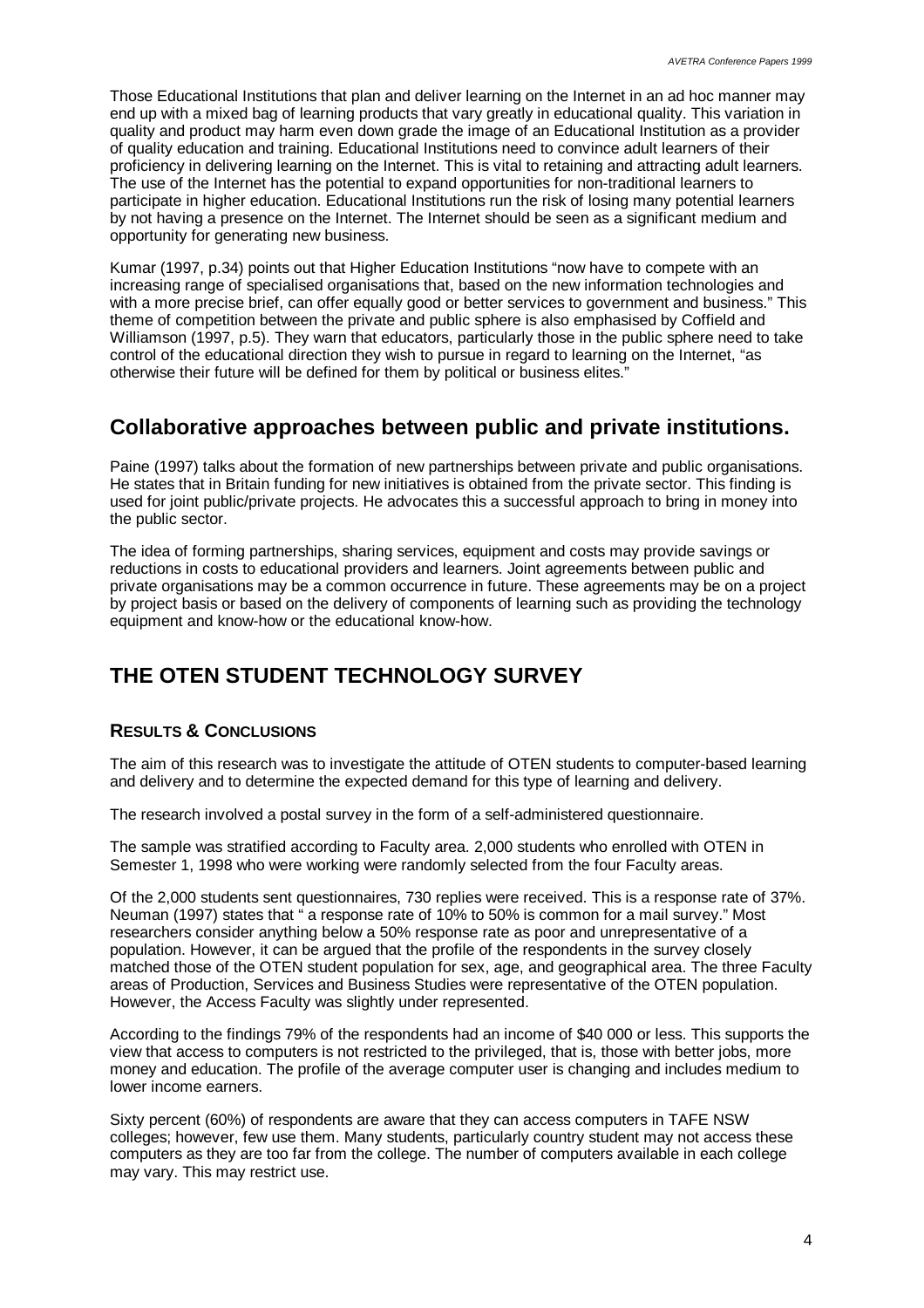Those Educational Institutions that plan and deliver learning on the Internet in an ad hoc manner may end up with a mixed bag of learning products that vary greatly in educational quality. This variation in quality and product may harm even down grade the image of an Educational Institution as a provider of quality education and training. Educational Institutions need to convince adult learners of their proficiency in delivering learning on the Internet. This is vital to retaining and attracting adult learners. The use of the Internet has the potential to expand opportunities for non-traditional learners to participate in higher education. Educational Institutions run the risk of losing many potential learners by not having a presence on the Internet. The Internet should be seen as a significant medium and opportunity for generating new business.

Kumar (1997, p.34) points out that Higher Education Institutions "now have to compete with an increasing range of specialised organisations that, based on the new information technologies and with a more precise brief, can offer equally good or better services to government and business." This theme of competition between the private and public sphere is also emphasised by Coffield and Williamson (1997, p.5). They warn that educators, particularly those in the public sphere need to take control of the educational direction they wish to pursue in regard to learning on the Internet, "as otherwise their future will be defined for them by political or business elites."

## Collaborative approaches between public and private institutions.

Paine (1997) talks about the formation of new partnerships between private and public organisations. He states that in Britain funding for new initiatives is obtained from the private sector. This finding is used for joint public/private projects. He advocates this a successful approach to bring in money into the public sector.

The idea of forming partnerships, sharing services, equipment and costs may provide savings or reductions in costs to educational providers and learners. Joint agreements between public and private organisations may be a common occurrence in future. These agreements may be on a project by project basis or based on the delivery of components of learning such as providing the technology equipment and know-how or the educational know-how.

# THE OTEN STUDENT TECHNOLOGY SURVEY

### RESULTS & CONCLUSIONS

The aim of this research was to investigate the attitude of OTEN students to computer-based learning and delivery and to determine the expected demand for this type of learning and delivery.

The research involved a postal survey in the form of a self-administered questionnaire.

The sample was stratified according to Faculty area. 2,000 students who enrolled with OTEN in Semester 1, 1998 who were working were randomly selected from the four Faculty areas.

Of the 2,000 students sent questionnaires, 730 replies were received. This is a response rate of 37%. Neuman (1997) states that " a response rate of 10% to 50% is common for a mail survey." Most researchers consider anything below a 50% response rate as poor and unrepresentative of a population. However, it can be argued that the profile of the respondents in the survey closely matched those of the OTEN student population for sex, age, and geographical area. The three Faculty areas of Production, Services and Business Studies were representative of the OTEN population. However, the Access Faculty was slightly under represented.

According to the findings 79% of the respondents had an income of $40 000 or less. This supports the view that access to computers is not restricted to the privileged, that is, those with better jobs, more money and education. The profile of the average computer user is changing and includes medium to lower income earners.

Sixty percent (60%) of respondents are aware that they can access computers in TAFE NSW colleges; however, few use them. Many students, particularly country student may not access these computers as they are too far from the college. The number of computers available in each college may vary. This may restrict use.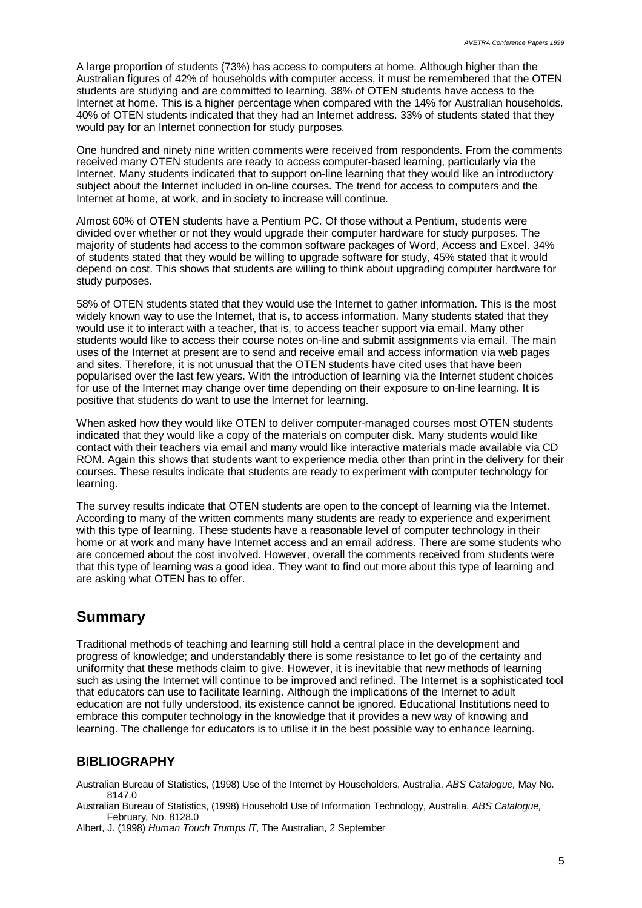A large proportion of students (73%) has access to computers at home. Although higher than the Australian figures of 42% of households with computer access, it must be remembered that the OTEN students are studying and are committed to learning. 38% of OTEN students have access to the Internet at home. This is a higher percentage when compared with the 14% for Australian households. 40% of OTEN students indicated that they had an Internet address. 33% of students stated that they would pay for an Internet connection for study purposes.

One hundred and ninety nine written comments were received from respondents. From the comments received many OTEN students are ready to access computer-based learning, particularly via the Internet. Many students indicated that to support on-line learning that they would like an introductory subject about the Internet included in on-line courses. The trend for access to computers and the Internet at home, at work, and in society to increase will continue.

Almost 60% of OTEN students have a Pentium PC. Of those without a Pentium, students were divided over whether or not they would upgrade their computer hardware for study purposes. The majority of students had access to the common software packages of Word, Access and Excel. 34% of students stated that they would be willing to upgrade software for study, 45% stated that it would depend on cost. This shows that students are willing to think about upgrading computer hardware for study purposes.

58% of OTEN students stated that they would use the Internet to gather information. This is the most widely known way to use the Internet, that is, to access information. Many students stated that they would use it to interact with a teacher, that is, to access teacher support via email. Many other students would like to access their course notes on-line and submit assignments via email. The main uses of the Internet at present are to send and receive email and access information via web pages and sites. Therefore, it is not unusual that the OTEN students have cited uses that have been popularised over the last few years. With the introduction of learning via the Internet student choices for use of the Internet may change over time depending on their exposure to on-line learning. It is positive that students do want to use the Internet for learning.

When asked how they would like OTEN to deliver computer-managed courses most OTEN students indicated that they would like a copy of the materials on computer disk. Many students would like contact with their teachers via email and many would like interactive materials made available via CD ROM. Again this shows that students want to experience media other than print in the delivery for their courses. These results indicate that students are ready to experiment with computer technology for learning.

The survey results indicate that OTEN students are open to the concept of learning via the Internet. According to many of the written comments many students are ready to experience and experiment with this type of learning. These students have a reasonable level of computer technology in their home or at work and many have Internet access and an email address. There are some students who are concerned about the cost involved. However, overall the comments received from students were that this type of learning was a good idea. They want to find out more about this type of learning and are asking what OTEN has to offer.

## Summary

Traditional methods of teaching and learning still hold a central place in the development and progress of knowledge; and understandably there is some resistance to let go of the certainty and uniformity that these methods claim to give. However, it is inevitable that new methods of learning such as using the Internet will continue to be improved and refined. The Internet is a sophisticated tool that educators can use to facilitate learning. Although the implications of the Internet to adult education are not fully understood, its existence cannot be ignored. Educational Institutions need to embrace this computer technology in the knowledge that it provides a new way of knowing and learning. The challenge for educators is to utilise it in the best possible way to enhance learning.

### BIBLIOGRAPHY

Australian Bureau of Statistics, (1998) Use of the Internet by Householders, Australia, *ABS Catalogue,* May No. 8147.0

Australian Bureau of Statistics, (1998) Household Use of Information Technology, Australia, *ABS Catalogue,* February, No. 8128.0

Albert, J. (1998) *Human Touch Trumps IT*, The Australian, 2 September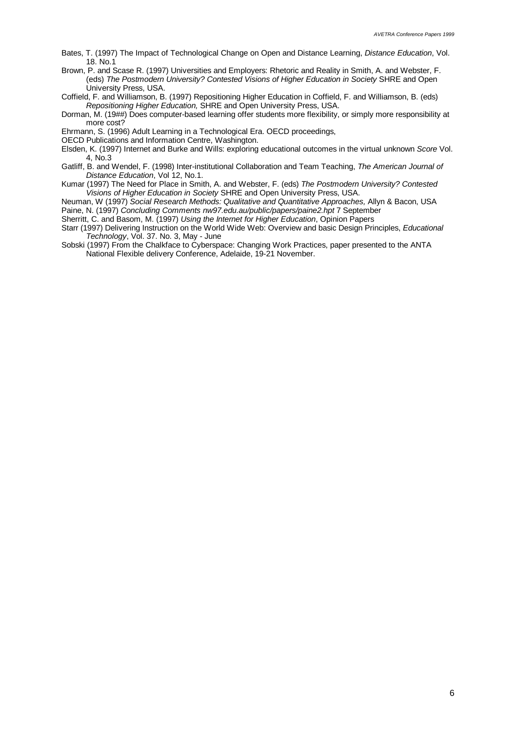Bates, T. (1997) The Impact of Technological Change on Open and Distance Learning, *Distance Education*, Vol. 18. No.1

Brown, P. and Scase R. (1997) Universities and Employers: Rhetoric and Reality in Smith, A. and Webster, F. (eds) *The Postmodern University? Contested Visions of Higher Education in Society* SHRE and Open University Press, USA.

Coffield, F. and Williamson, B. (1997) Repositioning Higher Education in Coffield, F. and Williamson, B. (eds) *Repositioning Higher Education,* SHRE and Open University Press, USA.

Dorman, M. (19##) Does computer-based learning offer students more flexibility, or simply more responsibility at more cost?

Ehrmann, S. (1996) Adult Learning in a Technological Era. OECD proceedings,

OECD Publications and Information Centre, Washington.

Elsden, K. (1997) Internet and Burke and Wills: exploring educational outcomes in the virtual unknown *Score* Vol. 4, No.3

Gatliff, B. and Wendel, F. (1998) Inter-institutional Collaboration and Team Teaching, *The American Journal of Distance Education*, Vol 12, No.1.

Kumar (1997) The Need for Place in Smith, A. and Webster, F. (eds) *The Postmodern University? Contested Visions of Higher Education in Society* SHRE and Open University Press, USA.

Neuman, W (1997) *Social Research Methods: Qualitative and Quantitative Approaches,* Allyn & Bacon, USA

Paine, N. (1997) *Concluding Comments nw97.edu.au/public/papers/paine2.hpt* 7 September

Sherritt, C. and Basom, M. (1997) *Using the Internet for Higher Education*, Opinion Papers

Starr (1997) Delivering Instruction on the World Wide Web: Overview and basic Design Principles, *Educational Technology*, Vol. 37. No. 3, May - June

Sobski (1997) From the Chalkface to Cyberspace: Changing Work Practices, paper presented to the ANTA National Flexible delivery Conference, Adelaide, 19-21 November.